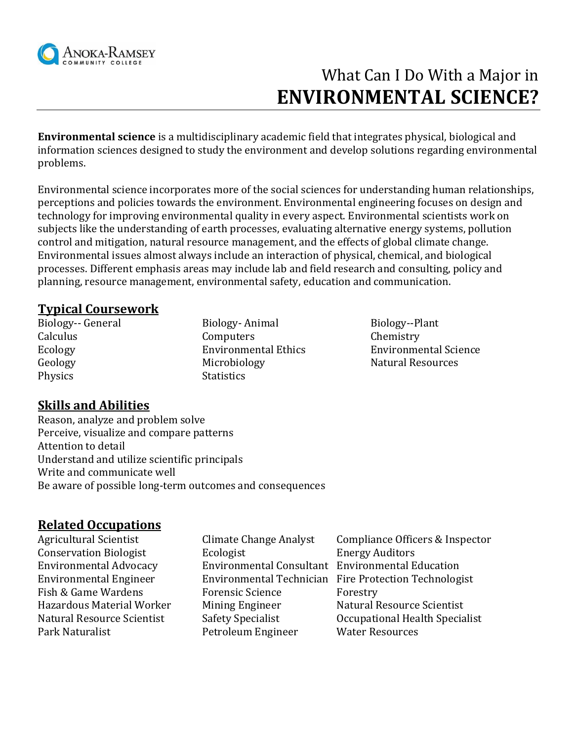# What Can I Do With a Major in ENVIRONMENTAL SCIENCE?

**Environmental science** is a multidisciplinary academic field that integrates physical, biological and information sciences designed to study the environment and develop solutions regarding environmental problems.

Environmental science incorporates more of the social sciences for understanding human relationships, perceptions and policies towards the environment. Environmental engineering focuses on design and technology for improving environmental quality in every aspect. Environmental scientists work on subjects like the understanding of earth processes, evaluating alternative energy systems, pollution control and mitigation, natural resource management, and the effects of global climate change. Environmental issues almost always include an interaction of physical, chemical, and biological processes. Different emphasis areas may include lab and field research and consulting, policy and planning, resource management, environmental safety, education and communication.

## Typical Coursework

Biology-- General
Calculus
Ecology
Geology
Physics
Biology- Animal
Computers
Environmental Ethics
Microbiology
Statistics
Biology--Plant
Chemistry
Environmental Science
Natural Resources

## Skills and Abilities

Reason, analyze and problem solve
Perceive, visualize and compare patterns
Attention to detail
Understand and utilize scientific principals
Write and communicate well
Be aware of possible long-term outcomes and consequences

## Related Occupations

Agricultural Scientist
Conservation Biologist
Environmental Advocacy
Environmental Engineer
Fish & Game Wardens
Hazardous Material Worker
Natural Resource Scientist
Park Naturalist
Climate Change Analyst
Ecologist
Environmental Consultant
Environmental Technician
Forensic Science
Mining Engineer
Safety Specialist
Petroleum Engineer
Compliance Officers & Inspector
Energy Auditors
Environmental Education
Fire Protection Technologist
Forestry
Natural Resource Scientist
Occupational Health Specialist
Water Resources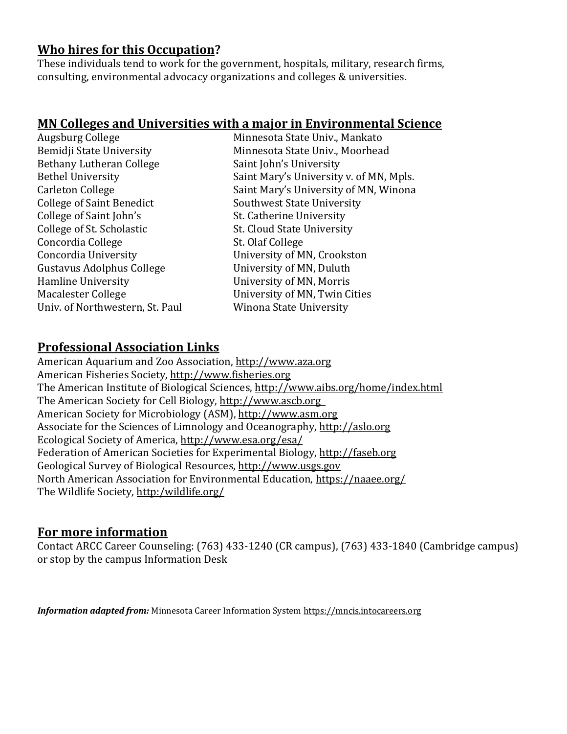## Who hires for this Occupation?

These individuals tend to work for the government, hospitals, military, research firms, consulting, environmental advocacy organizations and colleges & universities.

## MN Colleges and Universities with a major in Environmental Science

Augsburg College
Bemidji State University
Bethany Lutheran College
Bethel University
Carleton College
College of Saint Benedict
College of Saint John's
College of St. Scholastic
Concordia College
Concordia University
Gustavus Adolphus College
Hamline University
Macalester College
Univ. of Northwestern, St. Paul
Minnesota State Univ., Mankato
Minnesota State Univ., Moorhead
Saint John's University
Saint Mary's University v. of MN, Mpls.
Saint Mary's University of MN, Winona
Southwest State University
St. Catherine University
St. Cloud State University
St. Olaf College
University of MN, Crookston
University of MN, Duluth
University of MN, Morris
University of MN, Twin Cities
Winona State University

## Professional Association Links

American Aquarium and Zoo Association, http://www.aza.org
American Fisheries Society, http://www.fisheries.org
The American Institute of Biological Sciences, http://www.aibs.org/home/index.html
The American Society for Cell Biology, http://www.ascb.org
American Society for Microbiology (ASM), http://www.asm.org
Associate for the Sciences of Limnology and Oceanography, http://aslo.org
Ecological Society of America, http://www.esa.org/esa/
Federation of American Societies for Experimental Biology, http://faseb.org
Geological Survey of Biological Resources, http://www.usgs.gov
North American Association for Environmental Education, https://naaee.org/
The Wildlife Society, http:/wildlife.org/

## For more information

Contact ARCC Career Counseling: (763) 433-1240 (CR campus), (763) 433-1840 (Cambridge campus) or stop by the campus Information Desk

***Information adapted from:*** Minnesota Career Information System https://mncis.intocareers.org